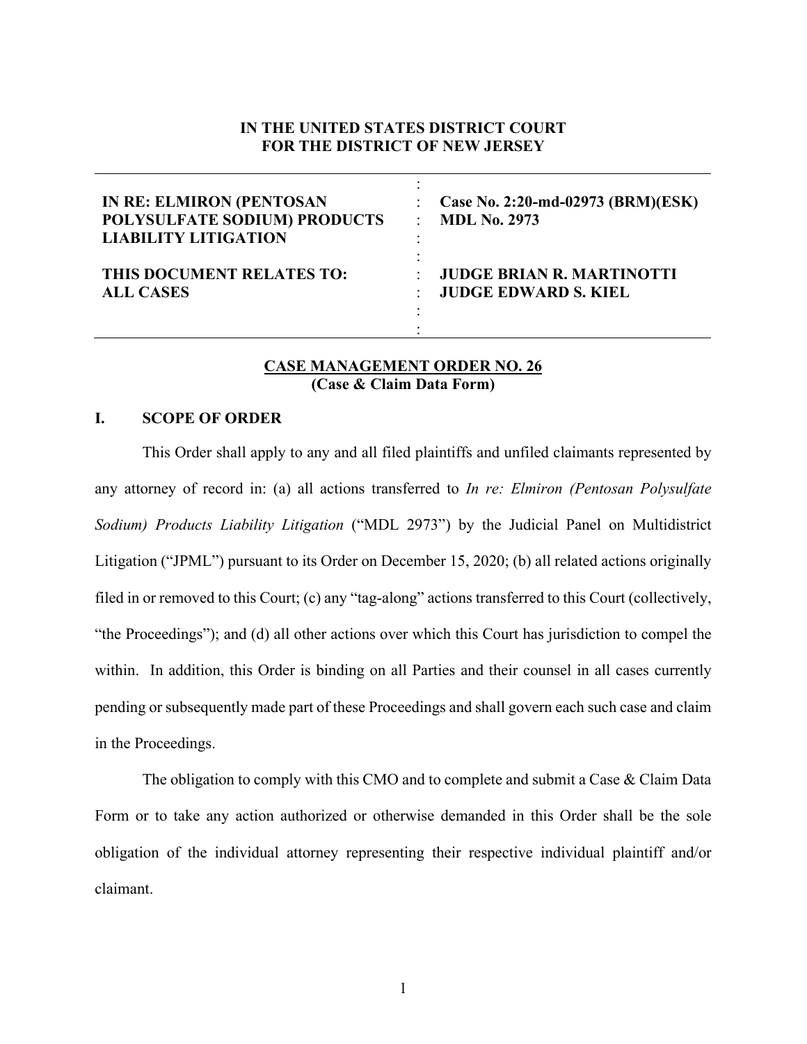**IN THE UNITED STATES DISTRICT COURT**
**FOR THE DISTRICT OF NEW JERSEY**

| | | |
|---|---|---|
| **IN RE: ELMIRON (PENTOSAN POLYSULFATE SODIUM) PRODUCTS LIABILITY LITIGATION** | : | **Case No. 2:20-md-02973 (BRM)(ESK)** **MDL No. 2973** |
| **THIS DOCUMENT RELATES TO: ALL CASES** | : | **JUDGE BRIAN R. MARTINOTTI** **JUDGE EDWARD S. KIEL** |

**CASE MANAGEMENT ORDER NO. 26**
**(Case & Claim Data Form)**

## I. SCOPE OF ORDER

This Order shall apply to any and all filed plaintiffs and unfiled claimants represented by any attorney of record in: (a) all actions transferred to *In re: Elmiron (Pentosan Polysulfate Sodium) Products Liability Litigation* ("MDL 2973") by the Judicial Panel on Multidistrict Litigation ("JPML") pursuant to its Order on December 15, 2020; (b) all related actions originally filed in or removed to this Court; (c) any "tag-along" actions transferred to this Court (collectively, "the Proceedings"); and (d) all other actions over which this Court has jurisdiction to compel the within. In addition, this Order is binding on all Parties and their counsel in all cases currently pending or subsequently made part of these Proceedings and shall govern each such case and claim in the Proceedings.

The obligation to comply with this CMO and to complete and submit a Case & Claim Data Form or to take any action authorized or otherwise demanded in this Order shall be the sole obligation of the individual attorney representing their respective individual plaintiff and/or claimant.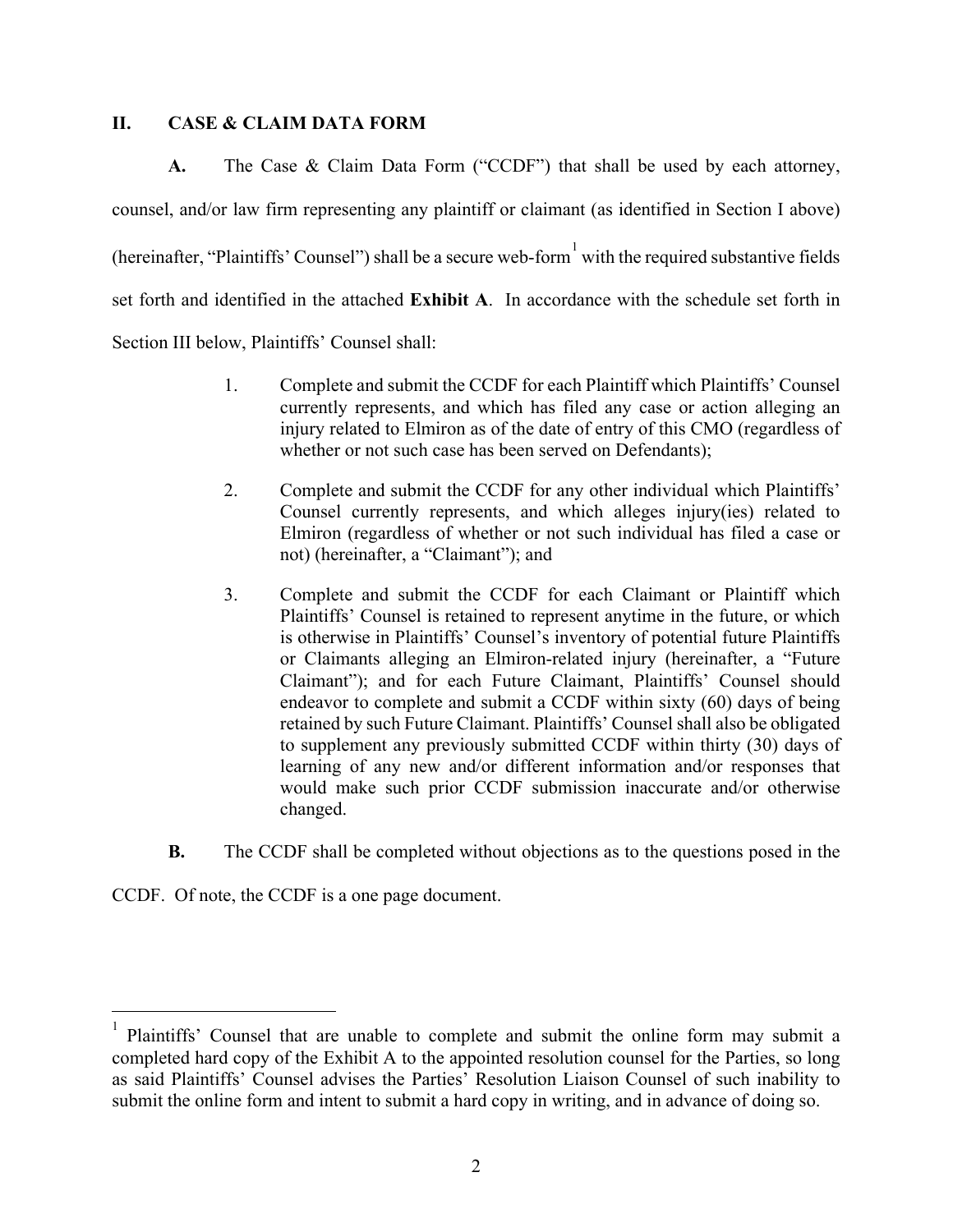## II. CASE & CLAIM DATA FORM

**A.** The Case & Claim Data Form ("CCDF") that shall be used by each attorney, counsel, and/or law firm representing any plaintiff or claimant (as identified in Section I above) (hereinafter, "Plaintiffs' Counsel") shall be a secure web-form[1] with the required substantive fields set forth and identified in the attached **Exhibit A**. In accordance with the schedule set forth in Section III below, Plaintiffs' Counsel shall:

1. Complete and submit the CCDF for each Plaintiff which Plaintiffs' Counsel currently represents, and which has filed any case or action alleging an injury related to Elmiron as of the date of entry of this CMO (regardless of whether or not such case has been served on Defendants);

2. Complete and submit the CCDF for any other individual which Plaintiffs' Counsel currently represents, and which alleges injury(ies) related to Elmiron (regardless of whether or not such individual has filed a case or not) (hereinafter, a "Claimant"); and

3. Complete and submit the CCDF for each Claimant or Plaintiff which Plaintiffs' Counsel is retained to represent anytime in the future, or which is otherwise in Plaintiffs' Counsel's inventory of potential future Plaintiffs or Claimants alleging an Elmiron-related injury (hereinafter, a "Future Claimant"); and for each Future Claimant, Plaintiffs' Counsel should endeavor to complete and submit a CCDF within sixty (60) days of being retained by such Future Claimant. Plaintiffs' Counsel shall also be obligated to supplement any previously submitted CCDF within thirty (30) days of learning of any new and/or different information and/or responses that would make such prior CCDF submission inaccurate and/or otherwise changed.

**B.** The CCDF shall be completed without objections as to the questions posed in the CCDF. Of note, the CCDF is a one page document.

---

[1] Plaintiffs' Counsel that are unable to complete and submit the online form may submit a completed hard copy of the Exhibit A to the appointed resolution counsel for the Parties, so long as said Plaintiffs' Counsel advises the Parties' Resolution Liaison Counsel of such inability to submit the online form and intent to submit a hard copy in writing, and in advance of doing so.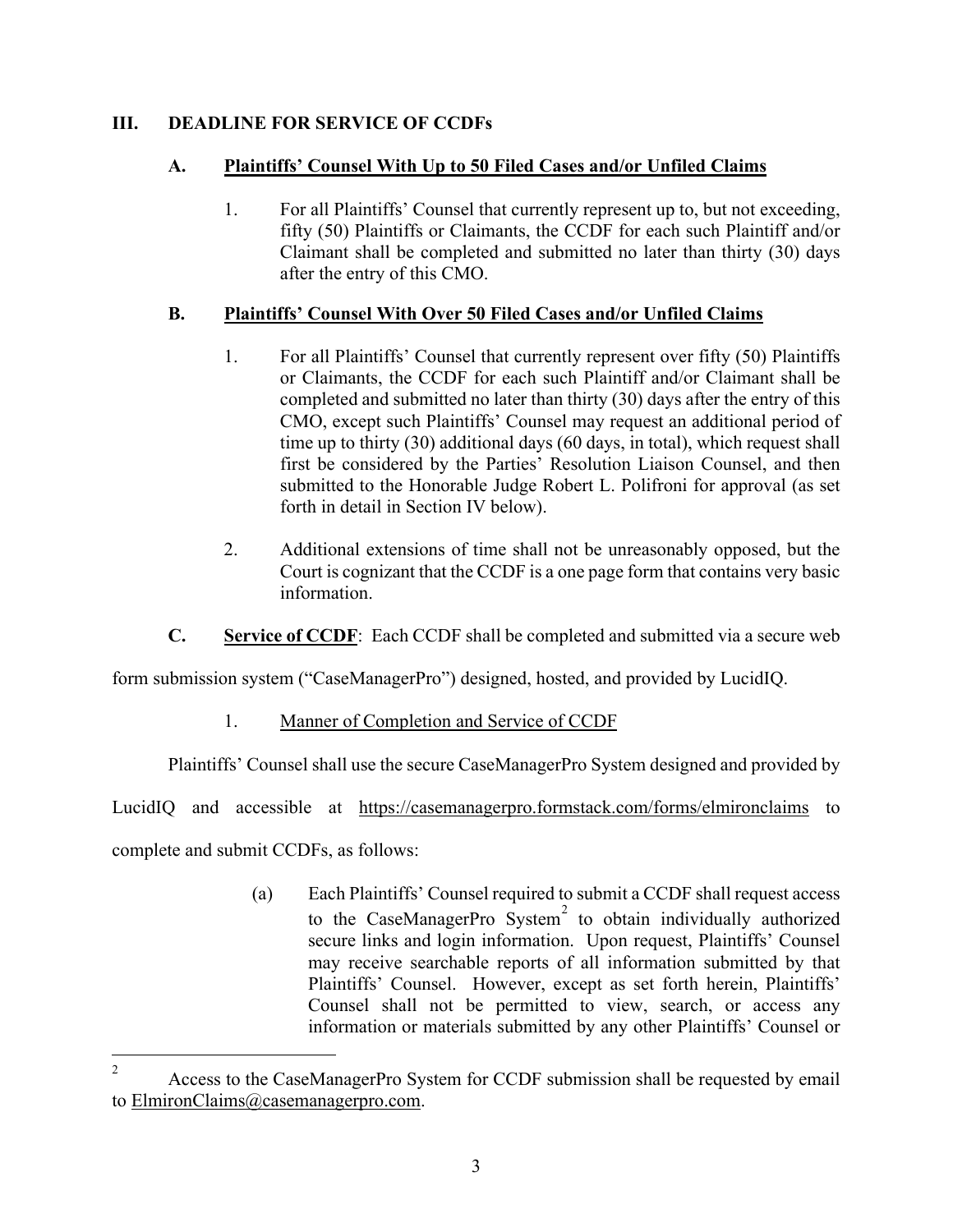## III. DEADLINE FOR SERVICE OF CCDFs

### A. Plaintiffs' Counsel With Up to 50 Filed Cases and/or Unfiled Claims

1. For all Plaintiffs' Counsel that currently represent up to, but not exceeding, fifty (50) Plaintiffs or Claimants, the CCDF for each such Plaintiff and/or Claimant shall be completed and submitted no later than thirty (30) days after the entry of this CMO.

### B. Plaintiffs' Counsel With Over 50 Filed Cases and/or Unfiled Claims

1. For all Plaintiffs' Counsel that currently represent over fifty (50) Plaintiffs or Claimants, the CCDF for each such Plaintiff and/or Claimant shall be completed and submitted no later than thirty (30) days after the entry of this CMO, except such Plaintiffs' Counsel may request an additional period of time up to thirty (30) additional days (60 days, in total), which request shall first be considered by the Parties' Resolution Liaison Counsel, and then submitted to the Honorable Judge Robert L. Polifroni for approval (as set forth in detail in Section IV below).

2. Additional extensions of time shall not be unreasonably opposed, but the Court is cognizant that the CCDF is a one page form that contains very basic information.

**C. Service of CCDF**: Each CCDF shall be completed and submitted via a secure web form submission system ("CaseManagerPro") designed, hosted, and provided by LucidIQ.

1. Manner of Completion and Service of CCDF

Plaintiffs' Counsel shall use the secure CaseManagerPro System designed and provided by LucidIQ and accessible at https://casemanagerpro.formstack.com/forms/elmironclaims to complete and submit CCDFs, as follows:

(a) Each Plaintiffs' Counsel required to submit a CCDF shall request access to the CaseManagerPro System[2] to obtain individually authorized secure links and login information. Upon request, Plaintiffs' Counsel may receive searchable reports of all information submitted by that Plaintiffs' Counsel. However, except as set forth herein, Plaintiffs' Counsel shall not be permitted to view, search, or access any information or materials submitted by any other Plaintiffs' Counsel or

---

[2] Access to the CaseManagerPro System for CCDF submission shall be requested by email to ElmironClaims@casemanagerpro.com.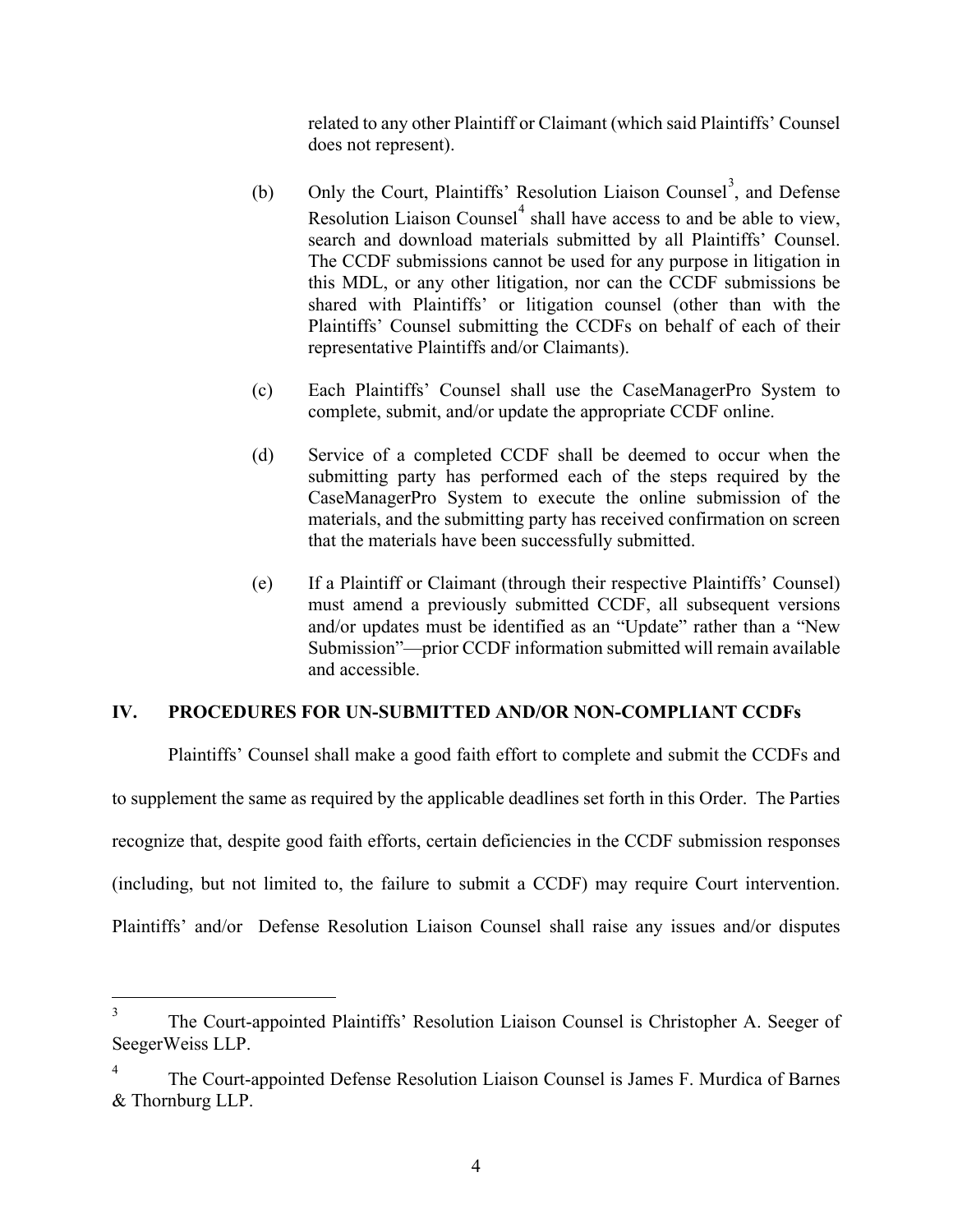related to any other Plaintiff or Claimant (which said Plaintiffs' Counsel does not represent).

(b) Only the Court, Plaintiffs' Resolution Liaison Counsel[3], and Defense Resolution Liaison Counsel[4] shall have access to and be able to view, search and download materials submitted by all Plaintiffs' Counsel. The CCDF submissions cannot be used for any purpose in litigation in this MDL, or any other litigation, nor can the CCDF submissions be shared with Plaintiffs' or litigation counsel (other than with the Plaintiffs' Counsel submitting the CCDFs on behalf of each of their representative Plaintiffs and/or Claimants).

(c) Each Plaintiffs' Counsel shall use the CaseManagerPro System to complete, submit, and/or update the appropriate CCDF online.

(d) Service of a completed CCDF shall be deemed to occur when the submitting party has performed each of the steps required by the CaseManagerPro System to execute the online submission of the materials, and the submitting party has received confirmation on screen that the materials have been successfully submitted.

(e) If a Plaintiff or Claimant (through their respective Plaintiffs' Counsel) must amend a previously submitted CCDF, all subsequent versions and/or updates must be identified as an "Update" rather than a "New Submission"—prior CCDF information submitted will remain available and accessible.

## IV. PROCEDURES FOR UN-SUBMITTED AND/OR NON-COMPLIANT CCDFs

Plaintiffs' Counsel shall make a good faith effort to complete and submit the CCDFs and to supplement the same as required by the applicable deadlines set forth in this Order. The Parties recognize that, despite good faith efforts, certain deficiencies in the CCDF submission responses (including, but not limited to, the failure to submit a CCDF) may require Court intervention. Plaintiffs' and/or Defense Resolution Liaison Counsel shall raise any issues and/or disputes

---

[3] The Court-appointed Plaintiffs' Resolution Liaison Counsel is Christopher A. Seeger of SeegerWeiss LLP.

[4] The Court-appointed Defense Resolution Liaison Counsel is James F. Murdica of Barnes & Thornburg LLP.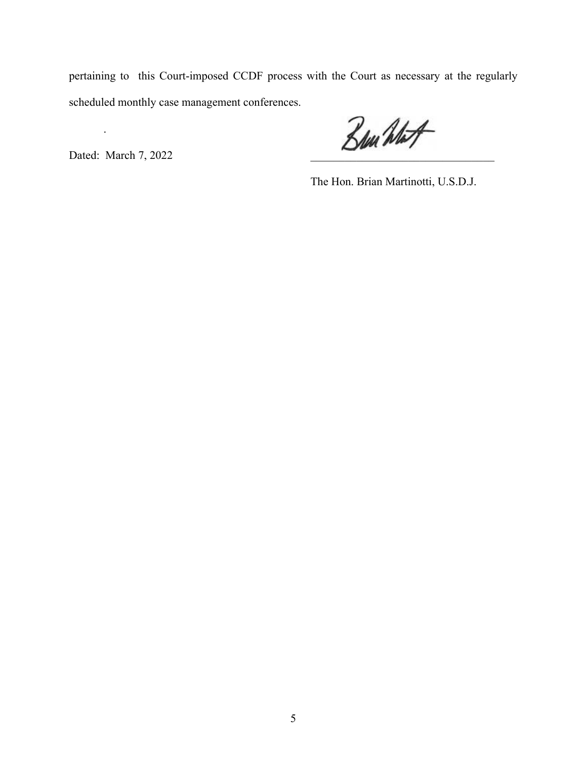pertaining to this Court-imposed CCDF process with the Court as necessary at the regularly scheduled monthly case management conferences.

.

Dated: March 7, 2022

\_\_\_\_\_\_\_\_\_\_\_\_\_\_\_\_\_\_\_\_\_\_\_\_\_\_\_\_\_\_\_\_

The Hon. Brian Martinotti, U.S.D.J.